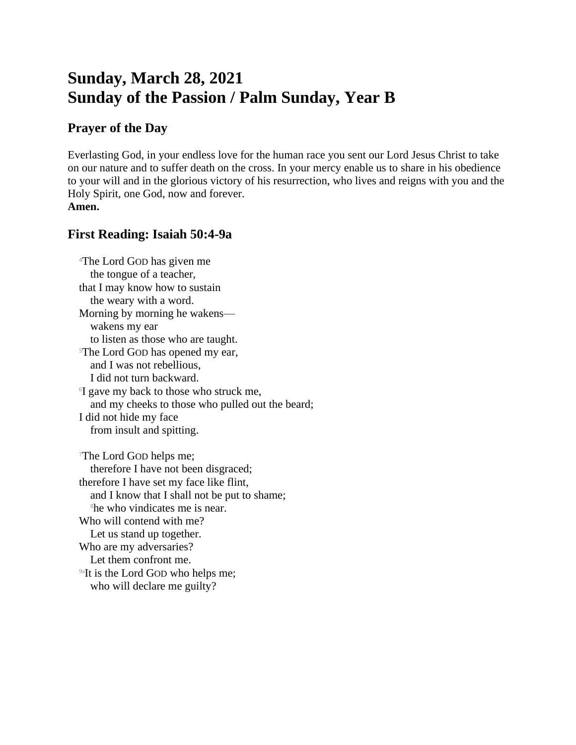# Sunday, March 28, 2021
# Sunday of the Passion / Palm Sunday, Year B

## Prayer of the Day

Everlasting God, in your endless love for the human race you sent our Lord Jesus Christ to take on our nature and to suffer death on the cross. In your mercy enable us to share in his obedience to your will and in the glorious victory of his resurrection, who lives and reigns with you and the Holy Spirit, one God, now and forever.
**Amen.**

## First Reading: Isaiah 50:4-9a

[4]The Lord GOD has given me
  the tongue of a teacher,
that I may know how to sustain
  the weary with a word.
Morning by morning he wakens—
  wakens my ear
  to listen as those who are taught.
[5]The Lord GOD has opened my ear,
  and I was not rebellious,
  I did not turn backward.
[6]I gave my back to those who struck me,
  and my cheeks to those who pulled out the beard;
I did not hide my face
  from insult and spitting.

[7]The Lord GOD helps me;
  therefore I have not been disgraced;
therefore I have set my face like flint,
  and I know that I shall not be put to shame;
  [8]he who vindicates me is near.
Who will contend with me?
  Let us stand up together.
Who are my adversaries?
  Let them confront me.
[9a]It is the Lord GOD who helps me;
  who will declare me guilty?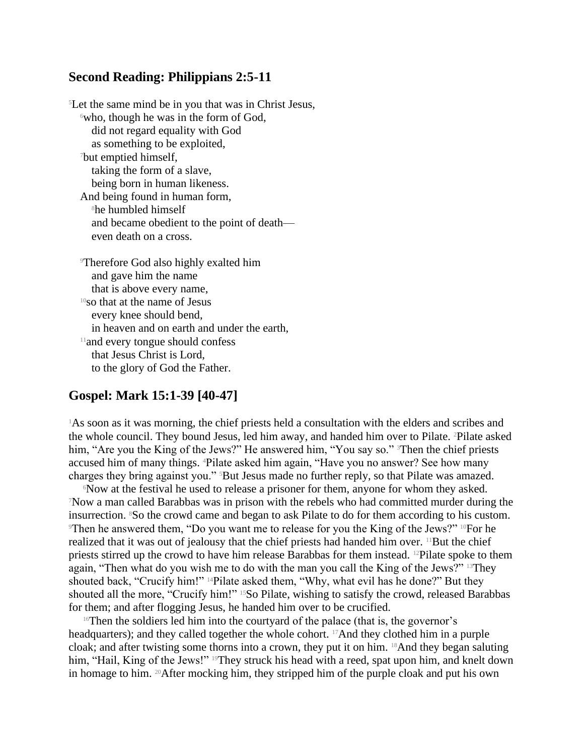## Second Reading: Philippians 2:5-11

[5]Let the same mind be in you that was in Christ Jesus,  
[6]who, though he was in the form of God,  
did not regard equality with God  
as something to be exploited,  
[7]but emptied himself,  
taking the form of a slave,  
being born in human likeness.  
And being found in human form,  
[8]he humbled himself  
and became obedient to the point of death—  
even death on a cross.

[9]Therefore God also highly exalted him  
and gave him the name  
that is above every name,  
[10]so that at the name of Jesus  
every knee should bend,  
in heaven and on earth and under the earth,  
[11]and every tongue should confess  
that Jesus Christ is Lord,  
to the glory of God the Father.

## Gospel: Mark 15:1-39 [40-47]

[1]As soon as it was morning, the chief priests held a consultation with the elders and scribes and the whole council. They bound Jesus, led him away, and handed him over to Pilate. [2]Pilate asked him, “Are you the King of the Jews?” He answered him, “You say so.” [3]Then the chief priests accused him of many things. [4]Pilate asked him again, “Have you no answer? See how many charges they bring against you.” [5]But Jesus made no further reply, so that Pilate was amazed.

[6]Now at the festival he used to release a prisoner for them, anyone for whom they asked. [7]Now a man called Barabbas was in prison with the rebels who had committed murder during the insurrection. [8]So the crowd came and began to ask Pilate to do for them according to his custom. [9]Then he answered them, “Do you want me to release for you the King of the Jews?” [10]For he realized that it was out of jealousy that the chief priests had handed him over. [11]But the chief priests stirred up the crowd to have him release Barabbas for them instead. [12]Pilate spoke to them again, “Then what do you wish me to do with the man you call the King of the Jews?” [13]They shouted back, “Crucify him!” [14]Pilate asked them, “Why, what evil has he done?” But they shouted all the more, “Crucify him!” [15]So Pilate, wishing to satisfy the crowd, released Barabbas for them; and after flogging Jesus, he handed him over to be crucified.

[16]Then the soldiers led him into the courtyard of the palace (that is, the governor’s headquarters); and they called together the whole cohort. [17]And they clothed him in a purple cloak; and after twisting some thorns into a crown, they put it on him. [18]And they began saluting him, “Hail, King of the Jews!” [19]They struck his head with a reed, spat upon him, and knelt down in homage to him. [20]After mocking him, they stripped him of the purple cloak and put his own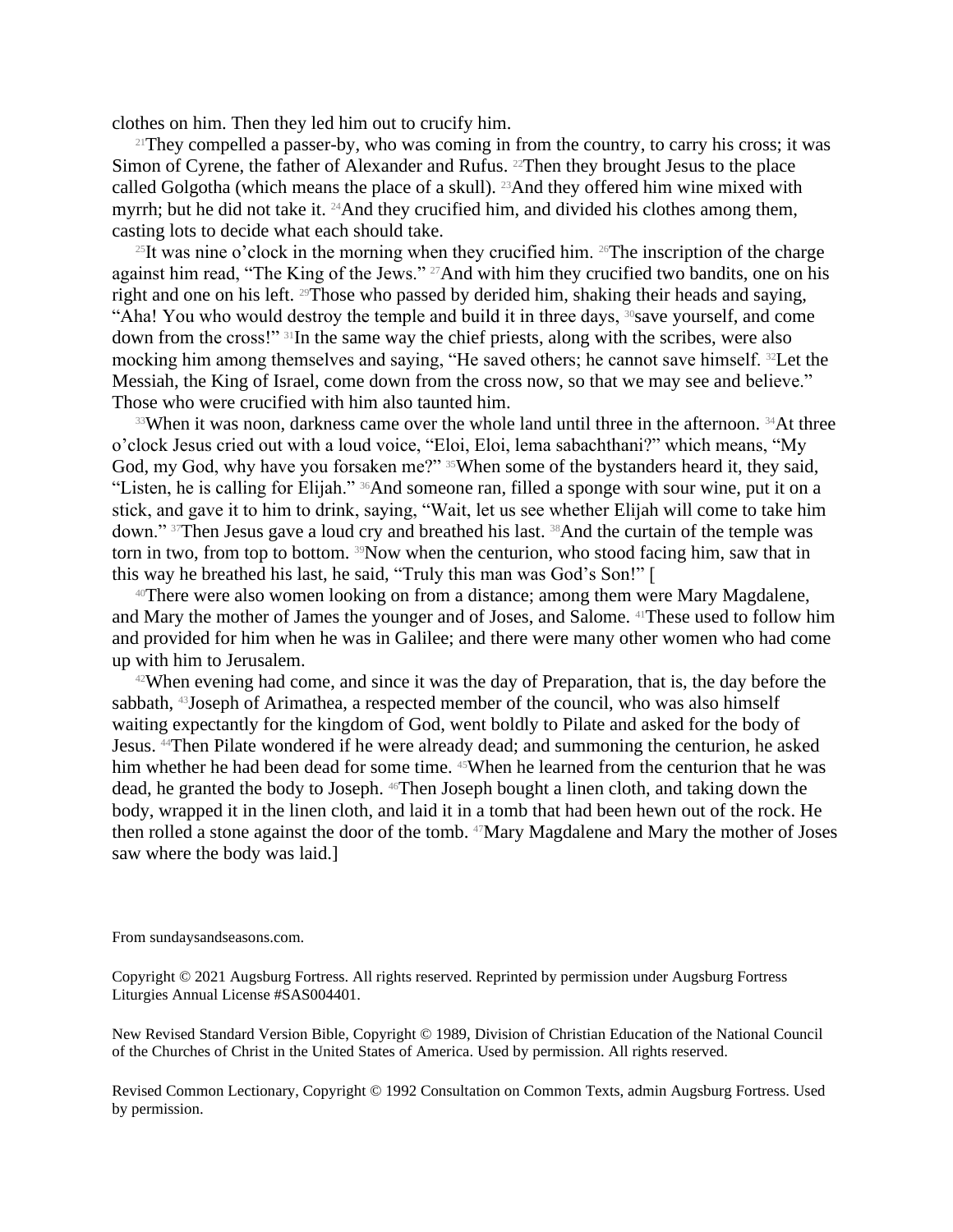clothes on him. Then they led him out to crucify him.

[21]They compelled a passer-by, who was coming in from the country, to carry his cross; it was Simon of Cyrene, the father of Alexander and Rufus. [22]Then they brought Jesus to the place called Golgotha (which means the place of a skull). [23]And they offered him wine mixed with myrrh; but he did not take it. [24]And they crucified him, and divided his clothes among them, casting lots to decide what each should take.

[25]It was nine o'clock in the morning when they crucified him. [26]The inscription of the charge against him read, "The King of the Jews." [27]And with him they crucified two bandits, one on his right and one on his left. [29]Those who passed by derided him, shaking their heads and saying, "Aha! You who would destroy the temple and build it in three days, [30]save yourself, and come down from the cross!" [31]In the same way the chief priests, along with the scribes, were also mocking him among themselves and saying, "He saved others; he cannot save himself. [32]Let the Messiah, the King of Israel, come down from the cross now, so that we may see and believe." Those who were crucified with him also taunted him.

[33]When it was noon, darkness came over the whole land until three in the afternoon. [34]At three o'clock Jesus cried out with a loud voice, "Eloi, Eloi, lema sabachthani?" which means, "My God, my God, why have you forsaken me?" [35]When some of the bystanders heard it, they said, "Listen, he is calling for Elijah." [36]And someone ran, filled a sponge with sour wine, put it on a stick, and gave it to him to drink, saying, "Wait, let us see whether Elijah will come to take him down." [37]Then Jesus gave a loud cry and breathed his last. [38]And the curtain of the temple was torn in two, from top to bottom. [39]Now when the centurion, who stood facing him, saw that in this way he breathed his last, he said, "Truly this man was God's Son!" [

[40]There were also women looking on from a distance; among them were Mary Magdalene, and Mary the mother of James the younger and of Joses, and Salome. [41]These used to follow him and provided for him when he was in Galilee; and there were many other women who had come up with him to Jerusalem.

[42]When evening had come, and since it was the day of Preparation, that is, the day before the sabbath, [43]Joseph of Arimathea, a respected member of the council, who was also himself waiting expectantly for the kingdom of God, went boldly to Pilate and asked for the body of Jesus. [44]Then Pilate wondered if he were already dead; and summoning the centurion, he asked him whether he had been dead for some time. [45]When he learned from the centurion that he was dead, he granted the body to Joseph. [46]Then Joseph bought a linen cloth, and taking down the body, wrapped it in the linen cloth, and laid it in a tomb that had been hewn out of the rock. He then rolled a stone against the door of the tomb. [47]Mary Magdalene and Mary the mother of Joses saw where the body was laid.]

From sundaysandseasons.com.

Copyright © 2021 Augsburg Fortress. All rights reserved. Reprinted by permission under Augsburg Fortress Liturgies Annual License #SAS004401.

New Revised Standard Version Bible, Copyright © 1989, Division of Christian Education of the National Council of the Churches of Christ in the United States of America. Used by permission. All rights reserved.

Revised Common Lectionary, Copyright © 1992 Consultation on Common Texts, admin Augsburg Fortress. Used by permission.